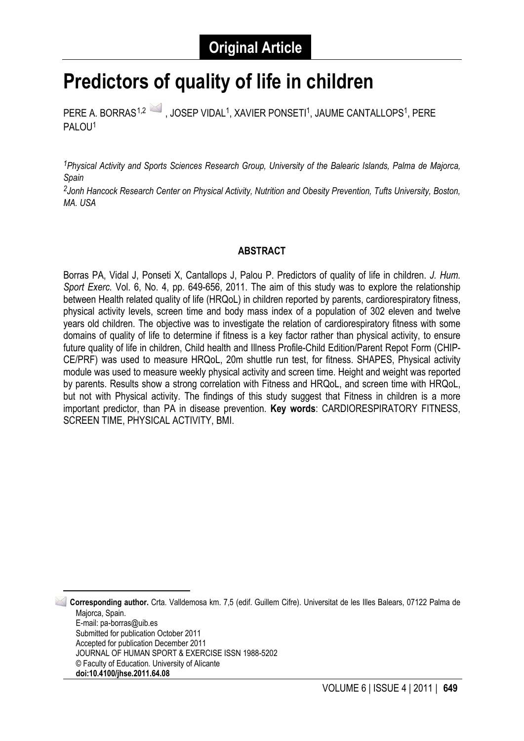**Original Article**

# Predictors of quality of life in children

PERE A. BORRAS[1,2], JOSEP VIDAL[1], XAVIER PONSETI[1], JAUME CANTALLOPS[1], PERE PALOU[1]

*[1]Physical Activity and Sports Sciences Research Group, University of the Balearic Islands, Palma de Majorca, Spain*

*[2]Jonh Hancock Research Center on Physical Activity, Nutrition and Obesity Prevention, Tufts University, Boston, MA. USA*

## ABSTRACT

Borras PA, Vidal J, Ponseti X, Cantallops J, Palou P. Predictors of quality of life in children. *J. Hum. Sport Exerc.* Vol. 6, No. 4, pp. 649-656, 2011. The aim of this study was to explore the relationship between Health related quality of life (HRQoL) in children reported by parents, cardiorespiratory fitness, physical activity levels, screen time and body mass index of a population of 302 eleven and twelve years old children. The objective was to investigate the relation of cardiorespiratory fitness with some domains of quality of life to determine if fitness is a key factor rather than physical activity, to ensure future quality of life in children, Child health and Illness Profile-Child Edition/Parent Repot Form (CHIP-CE/PRF) was used to measure HRQoL, 20m shuttle run test, for fitness. SHAPES, Physical activity module was used to measure weekly physical activity and screen time. Height and weight was reported by parents. Results show a strong correlation with Fitness and HRQoL, and screen time with HRQoL, but not with Physical activity. The findings of this study suggest that Fitness in children is a more important predictor, than PA in disease prevention. **Key words**: CARDIORESPIRATORY FITNESS, SCREEN TIME, PHYSICAL ACTIVITY, BMI.

---

**Corresponding author.** Crta. Valldemosa km. 7,5 (edif. Guillem Cifre). Universitat de les Illes Balears, 07122 Palma de Majorca, Spain.
E-mail: pa-borras@uib.es
Submitted for publication October 2011
Accepted for publication December 2011
JOURNAL OF HUMAN SPORT & EXERCISE ISSN 1988-5202
© Faculty of Education. University of Alicante
**doi:10.4100/jhse.2011.64.08**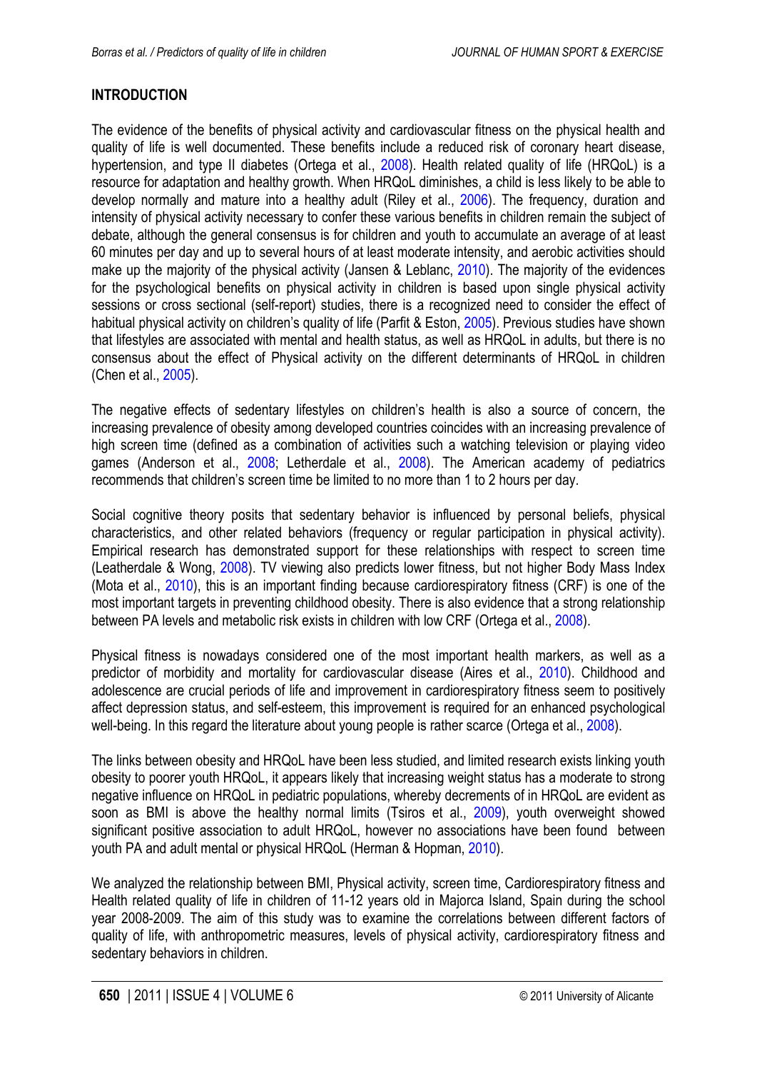## INTRODUCTION

The evidence of the benefits of physical activity and cardiovascular fitness on the physical health and quality of life is well documented. These benefits include a reduced risk of coronary heart disease, hypertension, and type II diabetes (Ortega et al., 2008). Health related quality of life (HRQoL) is a resource for adaptation and healthy growth. When HRQoL diminishes, a child is less likely to be able to develop normally and mature into a healthy adult (Riley et al., 2006). The frequency, duration and intensity of physical activity necessary to confer these various benefits in children remain the subject of debate, although the general consensus is for children and youth to accumulate an average of at least 60 minutes per day and up to several hours of at least moderate intensity, and aerobic activities should make up the majority of the physical activity (Jansen & Leblanc, 2010). The majority of the evidences for the psychological benefits on physical activity in children is based upon single physical activity sessions or cross sectional (self-report) studies, there is a recognized need to consider the effect of habitual physical activity on children's quality of life (Parfit & Eston, 2005). Previous studies have shown that lifestyles are associated with mental and health status, as well as HRQoL in adults, but there is no consensus about the effect of Physical activity on the different determinants of HRQoL in children (Chen et al., 2005).

The negative effects of sedentary lifestyles on children's health is also a source of concern, the increasing prevalence of obesity among developed countries coincides with an increasing prevalence of high screen time (defined as a combination of activities such a watching television or playing video games (Anderson et al., 2008; Letherdale et al., 2008). The American academy of pediatrics recommends that children's screen time be limited to no more than 1 to 2 hours per day.

Social cognitive theory posits that sedentary behavior is influenced by personal beliefs, physical characteristics, and other related behaviors (frequency or regular participation in physical activity). Empirical research has demonstrated support for these relationships with respect to screen time (Leatherdale & Wong, 2008). TV viewing also predicts lower fitness, but not higher Body Mass Index (Mota et al., 2010), this is an important finding because cardiorespiratory fitness (CRF) is one of the most important targets in preventing childhood obesity. There is also evidence that a strong relationship between PA levels and metabolic risk exists in children with low CRF (Ortega et al., 2008).

Physical fitness is nowadays considered one of the most important health markers, as well as a predictor of morbidity and mortality for cardiovascular disease (Aires et al., 2010). Childhood and adolescence are crucial periods of life and improvement in cardiorespiratory fitness seem to positively affect depression status, and self-esteem, this improvement is required for an enhanced psychological well-being. In this regard the literature about young people is rather scarce (Ortega et al., 2008).

The links between obesity and HRQoL have been less studied, and limited research exists linking youth obesity to poorer youth HRQoL, it appears likely that increasing weight status has a moderate to strong negative influence on HRQoL in pediatric populations, whereby decrements of in HRQoL are evident as soon as BMI is above the healthy normal limits (Tsiros et al., 2009), youth overweight showed significant positive association to adult HRQoL, however no associations have been found between youth PA and adult mental or physical HRQoL (Herman & Hopman, 2010).

We analyzed the relationship between BMI, Physical activity, screen time, Cardiorespiratory fitness and Health related quality of life in children of 11-12 years old in Majorca Island, Spain during the school year 2008-2009. The aim of this study was to examine the correlations between different factors of quality of life, with anthropometric measures, levels of physical activity, cardiorespiratory fitness and sedentary behaviors in children.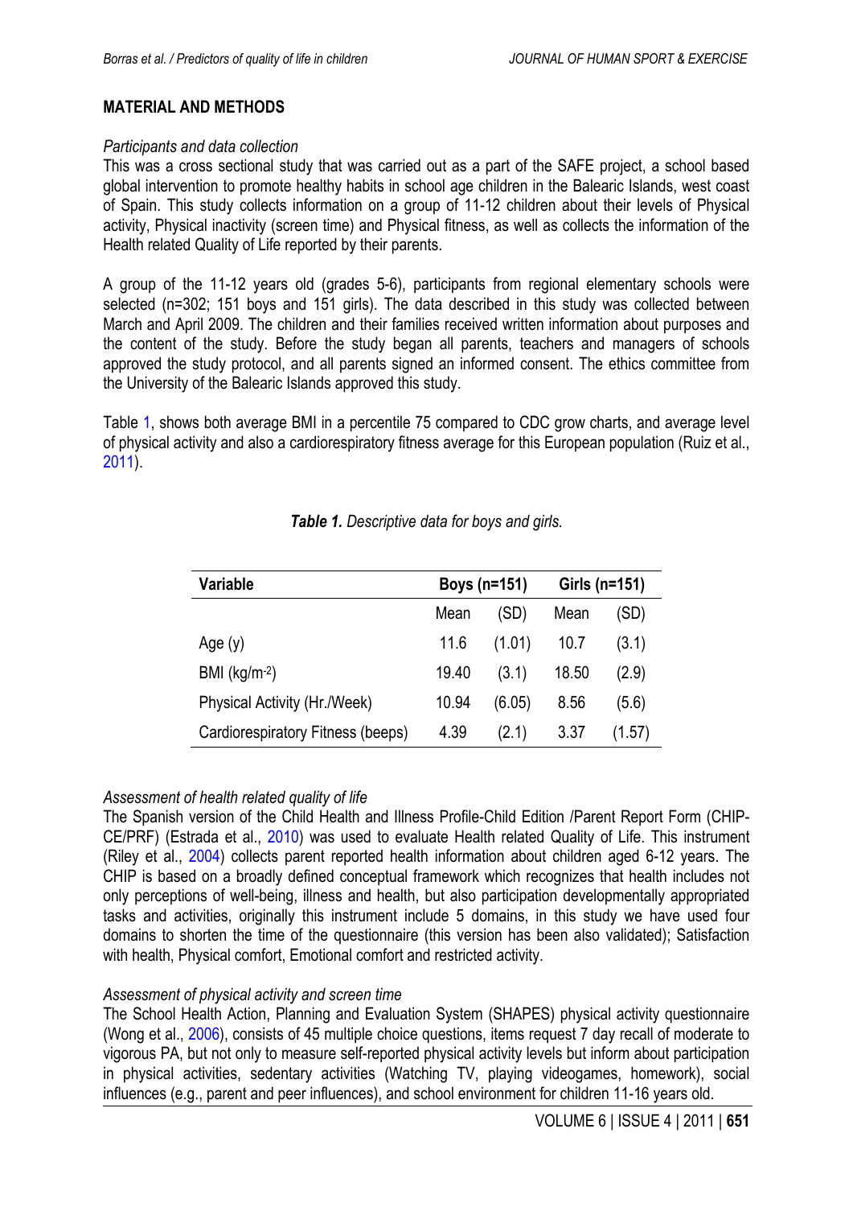## MATERIAL AND METHODS

*Participants and data collection*

This was a cross sectional study that was carried out as a part of the SAFE project, a school based global intervention to promote healthy habits in school age children in the Balearic Islands, west coast of Spain. This study collects information on a group of 11-12 children about their levels of Physical activity, Physical inactivity (screen time) and Physical fitness, as well as collects the information of the Health related Quality of Life reported by their parents.

A group of the 11-12 years old (grades 5-6), participants from regional elementary schools were selected (n=302; 151 boys and 151 girls). The data described in this study was collected between March and April 2009. The children and their families received written information about purposes and the content of the study. Before the study began all parents, teachers and managers of schools approved the study protocol, and all parents signed an informed consent. The ethics committee from the University of the Balearic Islands approved this study.

Table 1, shows both average BMI in a percentile 75 compared to CDC grow charts, and average level of physical activity and also a cardiorespiratory fitness average for this European population (Ruiz et al., 2011).

***Table 1.*** *Descriptive data for boys and girls.*

| Variable | Boys (n=151) | | Girls (n=151) | |
|---|---|---|---|---|
| | Mean | (SD) | Mean | (SD) |
| Age (y) | 11.6 | (1.01) | 10.7 | (3.1) |
| BMI (kg/m$^{-2}$) | 19.40 | (3.1) | 18.50 | (2.9) |
| Physical Activity (Hr./Week) | 10.94 | (6.05) | 8.56 | (5.6) |
| Cardiorespiratory Fitness (beeps) | 4.39 | (2.1) | 3.37 | (1.57) |

*Assessment of health related quality of life*

The Spanish version of the Child Health and Illness Profile-Child Edition /Parent Report Form (CHIP-CE/PRF) (Estrada et al., 2010) was used to evaluate Health related Quality of Life. This instrument (Riley et al., 2004) collects parent reported health information about children aged 6-12 years. The CHIP is based on a broadly defined conceptual framework which recognizes that health includes not only perceptions of well-being, illness and health, but also participation developmentally appropriated tasks and activities, originally this instrument include 5 domains, in this study we have used four domains to shorten the time of the questionnaire (this version has been also validated); Satisfaction with health, Physical comfort, Emotional comfort and restricted activity.

*Assessment of physical activity and screen time*

The School Health Action, Planning and Evaluation System (SHAPES) physical activity questionnaire (Wong et al., 2006), consists of 45 multiple choice questions, items request 7 day recall of moderate to vigorous PA, but not only to measure self-reported physical activity levels but inform about participation in physical activities, sedentary activities (Watching TV, playing videogames, homework), social influences (e.g., parent and peer influences), and school environment for children 11-16 years old.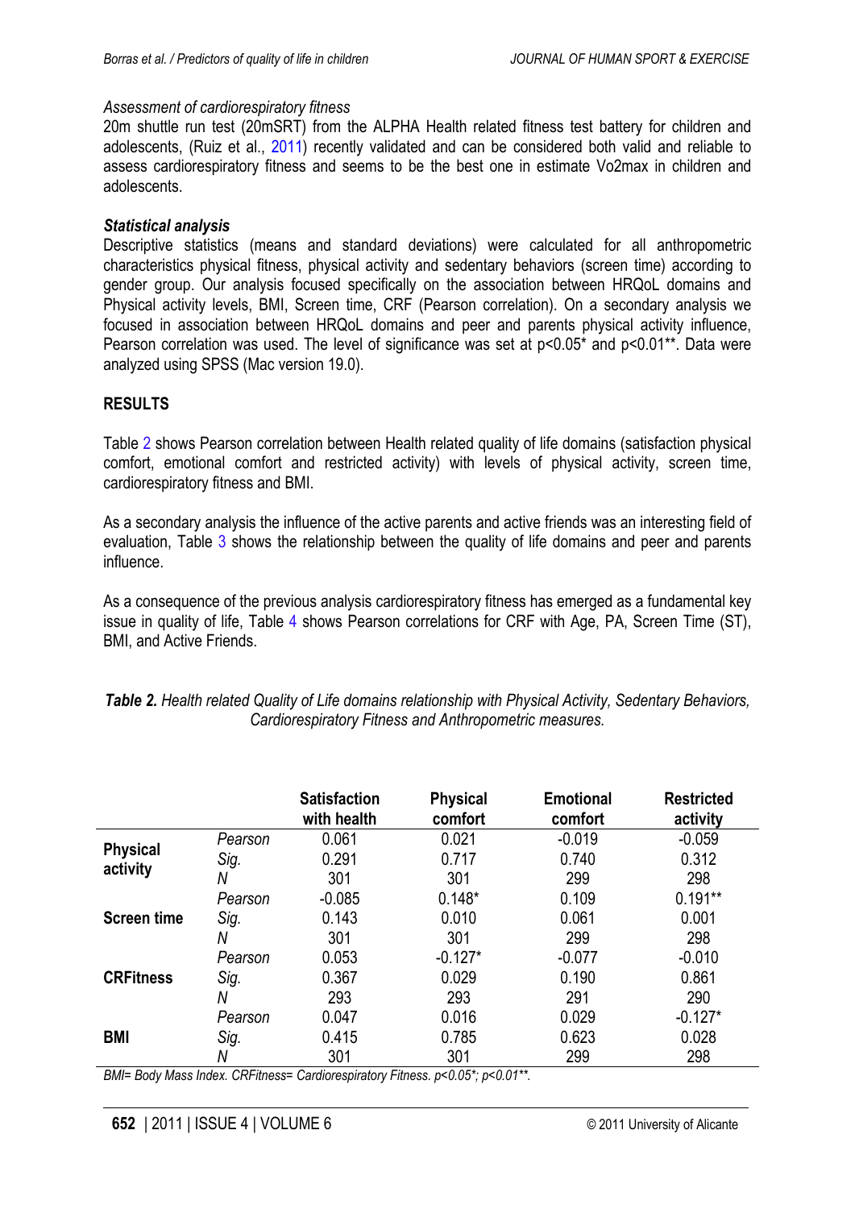*Assessment of cardiorespiratory fitness*

20m shuttle run test (20mSRT) from the ALPHA Health related fitness test battery for children and adolescents, (Ruiz et al., 2011) recently validated and can be considered both valid and reliable to assess cardiorespiratory fitness and seems to be the best one in estimate Vo2max in children and adolescents.

### *Statistical analysis*

Descriptive statistics (means and standard deviations) were calculated for all anthropometric characteristics physical fitness, physical activity and sedentary behaviors (screen time) according to gender group. Our analysis focused specifically on the association between HRQoL domains and Physical activity levels, BMI, Screen time, CRF (Pearson correlation). On a secondary analysis we focused in association between HRQoL domains and peer and parents physical activity influence, Pearson correlation was used. The level of significance was set at $p<0.05$* and $p<0.01$**. Data were analyzed using SPSS (Mac version 19.0).

## RESULTS

Table 2 shows Pearson correlation between Health related quality of life domains (satisfaction physical comfort, emotional comfort and restricted activity) with levels of physical activity, screen time, cardiorespiratory fitness and BMI.

As a secondary analysis the influence of the active parents and active friends was an interesting field of evaluation, Table 3 shows the relationship between the quality of life domains and peer and parents influence.

As a consequence of the previous analysis cardiorespiratory fitness has emerged as a fundamental key issue in quality of life, Table 4 shows Pearson correlations for CRF with Age, PA, Screen Time (ST), BMI, and Active Friends.

***Table 2.*** *Health related Quality of Life domains relationship with Physical Activity, Sedentary Behaviors, Cardiorespiratory Fitness and Anthropometric measures.*

| | | Satisfaction with health | Physical comfort | Emotional comfort | Restricted activity |
|---|---|---|---|---|---|
| **Physical activity** | *Pearson* | 0.061 | 0.021 | -0.019 | -0.059 |
| | *Sig.* | 0.291 | 0.717 | 0.740 | 0.312 |
| | *N* | 301 | 301 | 299 | 298 |
| **Screen time** | *Pearson* | -0.085 | 0.148* | 0.109 | 0.191** |
| | *Sig.* | 0.143 | 0.010 | 0.061 | 0.001 |
| | *N* | 301 | 301 | 299 | 298 |
| **CRFitness** | *Pearson* | 0.053 | -0.127* | -0.077 | -0.010 |
| | *Sig.* | 0.367 | 0.029 | 0.190 | 0.861 |
| | *N* | 293 | 293 | 291 | 290 |
| **BMI** | *Pearson* | 0.047 | 0.016 | 0.029 | -0.127* |
| | *Sig.* | 0.415 | 0.785 | 0.623 | 0.028 |
| | *N* | 301 | 301 | 299 | 298 |

*BMI= Body Mass Index. CRFitness= Cardiorespiratory Fitness. $p<0.05$*; $p<0.01$**.*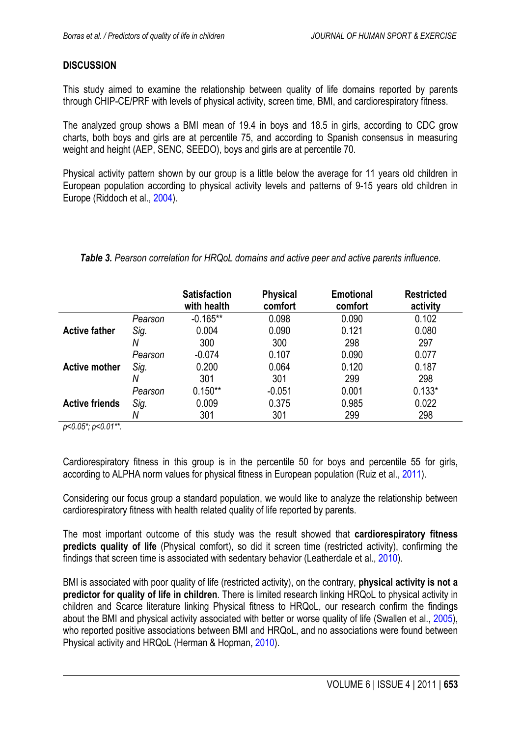## DISCUSSION

This study aimed to examine the relationship between quality of life domains reported by parents through CHIP-CE/PRF with levels of physical activity, screen time, BMI, and cardiorespiratory fitness.

The analyzed group shows a BMI mean of 19.4 in boys and 18.5 in girls, according to CDC grow charts, both boys and girls are at percentile 75, and according to Spanish consensus in measuring weight and height (AEP, SENC, SEEDO), boys and girls are at percentile 70.

Physical activity pattern shown by our group is a little below the average for 11 years old children in European population according to physical activity levels and patterns of 9-15 years old children in Europe (Riddoch et al., 2004).

***Table 3.*** *Pearson correlation for HRQoL domains and active peer and active parents influence.*

| | | Satisfaction with health | Physical comfort | Emotional comfort | Restricted activity |
|---|---|---|---|---|---|
| **Active father** | *Pearson* | -0.165** | 0.098 | 0.090 | 0.102 |
| | *Sig.* | 0.004 | 0.090 | 0.121 | 0.080 |
| | *N* | 300 | 300 | 298 | 297 |
| **Active mother** | *Pearson* | -0.074 | 0.107 | 0.090 | 0.077 |
| | *Sig.* | 0.200 | 0.064 | 0.120 | 0.187 |
| | *N* | 301 | 301 | 299 | 298 |
| **Active friends** | *Pearson* | 0.150** | -0.051 | 0.001 | 0.133* |
| | *Sig.* | 0.009 | 0.375 | 0.985 | 0.022 |
| | *N* | 301 | 301 | 299 | 298 |

*p<0.05*; p<0.01**.*

Cardiorespiratory fitness in this group is in the percentile 50 for boys and percentile 55 for girls, according to ALPHA norm values for physical fitness in European population (Ruiz et al., 2011).

Considering our focus group a standard population, we would like to analyze the relationship between cardiorespiratory fitness with health related quality of life reported by parents.

The most important outcome of this study was the result showed that **cardiorespiratory fitness predicts quality of life** (Physical comfort), so did it screen time (restricted activity), confirming the findings that screen time is associated with sedentary behavior (Leatherdale et al., 2010).

BMI is associated with poor quality of life (restricted activity), on the contrary, **physical activity is not a predictor for quality of life in children**. There is limited research linking HRQoL to physical activity in children and Scarce literature linking Physical fitness to HRQoL, our research confirm the findings about the BMI and physical activity associated with better or worse quality of life (Swallen et al., 2005), who reported positive associations between BMI and HRQoL, and no associations were found between Physical activity and HRQoL (Herman & Hopman, 2010).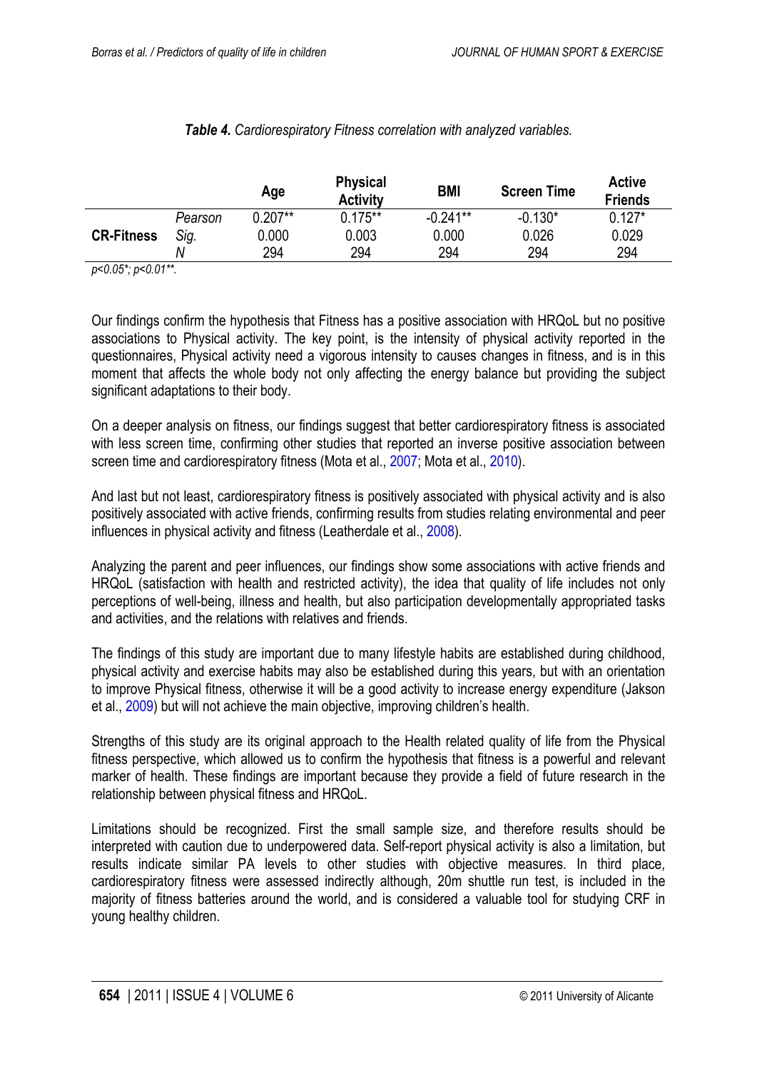***Table 4.*** *Cardiorespiratory Fitness correlation with analyzed variables.*

| | | Age | Physical Activity | BMI | Screen Time | Active Friends |
|---|---|---|---|---|---|---|
| **CR-Fitness** | *Pearson* | 0.207** | 0.175** | -0.241** | -0.130* | 0.127* |
| | *Sig.* | 0.000 | 0.003 | 0.000 | 0.026 | 0.029 |
| | *N* | 294 | 294 | 294 | 294 | 294 |

*p<0.05*; p<0.01**.*

Our findings confirm the hypothesis that Fitness has a positive association with HRQoL but no positive associations to Physical activity. The key point, is the intensity of physical activity reported in the questionnaires, Physical activity need a vigorous intensity to causes changes in fitness, and is in this moment that affects the whole body not only affecting the energy balance but providing the subject significant adaptations to their body.

On a deeper analysis on fitness, our findings suggest that better cardiorespiratory fitness is associated with less screen time, confirming other studies that reported an inverse positive association between screen time and cardiorespiratory fitness (Mota et al., 2007; Mota et al., 2010).

And last but not least, cardiorespiratory fitness is positively associated with physical activity and is also positively associated with active friends, confirming results from studies relating environmental and peer influences in physical activity and fitness (Leatherdale et al., 2008).

Analyzing the parent and peer influences, our findings show some associations with active friends and HRQoL (satisfaction with health and restricted activity), the idea that quality of life includes not only perceptions of well-being, illness and health, but also participation developmentally appropriated tasks and activities, and the relations with relatives and friends.

The findings of this study are important due to many lifestyle habits are established during childhood, physical activity and exercise habits may also be established during this years, but with an orientation to improve Physical fitness, otherwise it will be a good activity to increase energy expenditure (Jakson et al., 2009) but will not achieve the main objective, improving children's health.

Strengths of this study are its original approach to the Health related quality of life from the Physical fitness perspective, which allowed us to confirm the hypothesis that fitness is a powerful and relevant marker of health. These findings are important because they provide a field of future research in the relationship between physical fitness and HRQoL.

Limitations should be recognized. First the small sample size, and therefore results should be interpreted with caution due to underpowered data. Self-report physical activity is also a limitation, but results indicate similar PA levels to other studies with objective measures. In third place, cardiorespiratory fitness were assessed indirectly although, 20m shuttle run test, is included in the majority of fitness batteries around the world, and is considered a valuable tool for studying CRF in young healthy children.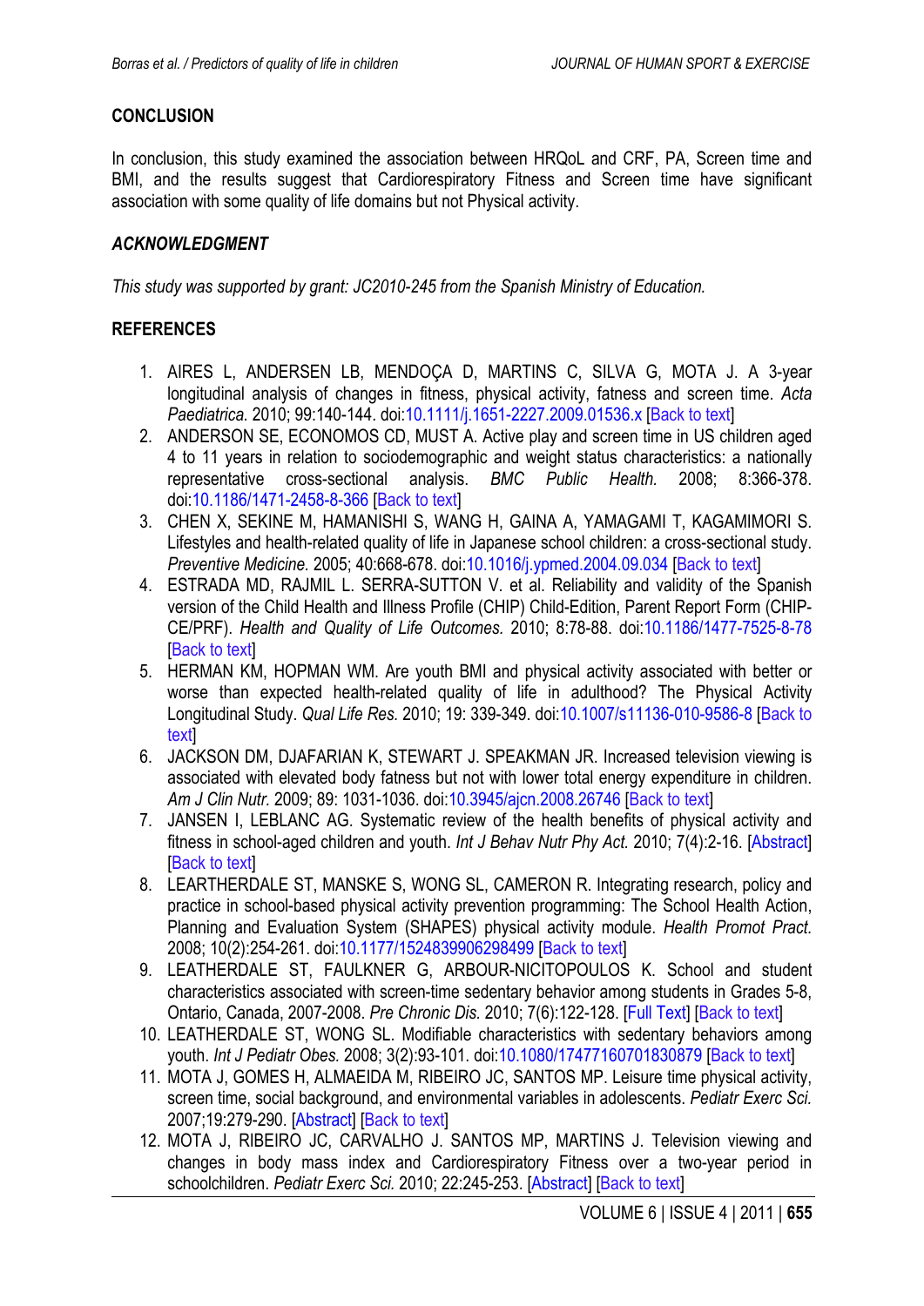## CONCLUSION

In conclusion, this study examined the association between HRQoL and CRF, PA, Screen time and BMI, and the results suggest that Cardiorespiratory Fitness and Screen time have significant association with some quality of life domains but not Physical activity.

### *ACKNOWLEDGMENT*

*This study was supported by grant: JC2010-245 from the Spanish Ministry of Education.*

## REFERENCES

1. AIRES L, ANDERSEN LB, MENDOÇA D, MARTINS C, SILVA G, MOTA J. A 3-year longitudinal analysis of changes in fitness, physical activity, fatness and screen time. *Acta Paediatrica.* 2010; 99:140-144. doi:10.1111/j.1651-2227.2009.01536.x [Back to text]
2. ANDERSON SE, ECONOMOS CD, MUST A. Active play and screen time in US children aged 4 to 11 years in relation to sociodemographic and weight status characteristics: a nationally representative cross-sectional analysis. *BMC Public Health.* 2008; 8:366-378. doi:10.1186/1471-2458-8-366 [Back to text]
3. CHEN X, SEKINE M, HAMANISHI S, WANG H, GAINA A, YAMAGAMI T, KAGAMIMORI S. Lifestyles and health-related quality of life in Japanese school children: a cross-sectional study. *Preventive Medicine.* 2005; 40:668-678. doi:10.1016/j.ypmed.2004.09.034 [Back to text]
4. ESTRADA MD, RAJMIL L. SERRA-SUTTON V. et al. Reliability and validity of the Spanish version of the Child Health and Illness Profile (CHIP) Child-Edition, Parent Report Form (CHIP-CE/PRF). *Health and Quality of Life Outcomes.* 2010; 8:78-88. doi:10.1186/1477-7525-8-78 [Back to text]
5. HERMAN KM, HOPMAN WM. Are youth BMI and physical activity associated with better or worse than expected health-related quality of life in adulthood? The Physical Activity Longitudinal Study. *Qual Life Res.* 2010; 19: 339-349. doi:10.1007/s11136-010-9586-8 [Back to text]
6. JACKSON DM, DJAFARIAN K, STEWART J. SPEAKMAN JR. Increased television viewing is associated with elevated body fatness but not with lower total energy expenditure in children. *Am J Clin Nutr.* 2009; 89: 1031-1036. doi:10.3945/ajcn.2008.26746 [Back to text]
7. JANSEN I, LEBLANC AG. Systematic review of the health benefits of physical activity and fitness in school-aged children and youth. *Int J Behav Nutr Phy Act.* 2010; 7(4):2-16. [Abstract] [Back to text]
8. LEARTHERDALE ST, MANSKE S, WONG SL, CAMERON R. Integrating research, policy and practice in school-based physical activity prevention programming: The School Health Action, Planning and Evaluation System (SHAPES) physical activity module. *Health Promot Pract.* 2008; 10(2):254-261. doi:10.1177/1524839906298499 [Back to text]
9. LEATHERDALE ST, FAULKNER G, ARBOUR-NICITOPOULOS K. School and student characteristics associated with screen-time sedentary behavior among students in Grades 5-8, Ontario, Canada, 2007-2008. *Pre Chronic Dis.* 2010; 7(6):122-128. [Full Text] [Back to text]
10. LEATHERDALE ST, WONG SL. Modifiable characteristics with sedentary behaviors among youth. *Int J Pediatr Obes.* 2008; 3(2):93-101. doi:10.1080/17477160701830879 [Back to text]
11. MOTA J, GOMES H, ALMAEIDA M, RIBEIRO JC, SANTOS MP. Leisure time physical activity, screen time, social background, and environmental variables in adolescents. *Pediatr Exerc Sci.* 2007;19:279-290. [Abstract] [Back to text]
12. MOTA J, RIBEIRO JC, CARVALHO J. SANTOS MP, MARTINS J. Television viewing and changes in body mass index and Cardiorespiratory Fitness over a two-year period in schoolchildren. *Pediatr Exerc Sci.* 2010; 22:245-253. [Abstract] [Back to text]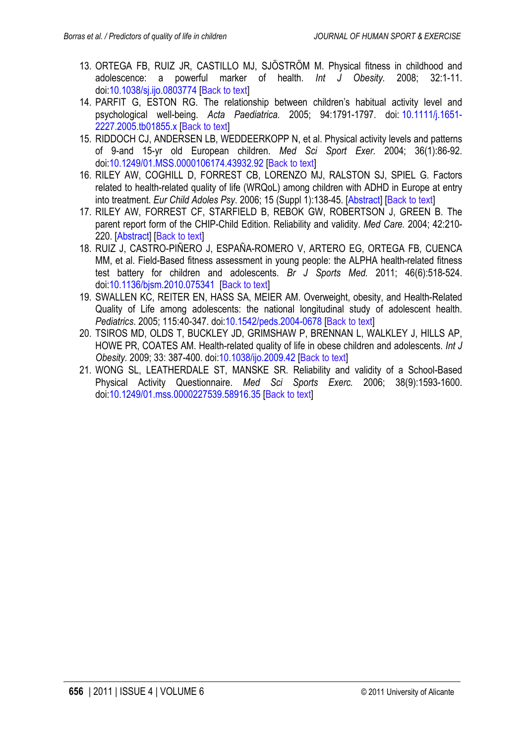13. ORTEGA FB, RUIZ JR, CASTILLO MJ, SJÖSTRÖM M. Physical fitness in childhood and adolescence: a powerful marker of health. *Int J Obesity.* 2008; 32:1-11. doi:10.1038/sj.ijo.0803774 [Back to text]
14. PARFIT G, ESTON RG. The relationship between children's habitual activity level and psychological well-being. *Acta Paediatrica.* 2005; 94:1791-1797. doi: 10.1111/j.1651-2227.2005.tb01855.x [Back to text]
15. RIDDOCH CJ, ANDERSEN LB, WEDDEERKOPP N, et al. Physical activity levels and patterns of 9-and 15-yr old European children. *Med Sci Sport Exer.* 2004; 36(1):86-92. doi:10.1249/01.MSS.0000106174.43932.92 [Back to text]
16. RILEY AW, COGHILL D, FORREST CB, LORENZO MJ, RALSTON SJ, SPIEL G. Factors related to health-related quality of life (WRQoL) among children with ADHD in Europe at entry into treatment. *Eur Child Adoles Psy*. 2006; 15 (Suppl 1):138-45. [Abstract] [Back to text]
17. RILEY AW, FORREST CF, STARFIELD B, REBOK GW, ROBERTSON J, GREEN B. The parent report form of the CHIP-Child Edition. Reliability and validity. *Med Care.* 2004; 42:210-220. [Abstract] [Back to text]
18. RUIZ J, CASTRO-PIÑERO J, ESPAÑA-ROMERO V, ARTERO EG, ORTEGA FB, CUENCA MM, et al. Field-Based fitness assessment in young people: the ALPHA health-related fitness test battery for children and adolescents. *Br J Sports Med.* 2011; 46(6):518-524. doi:10.1136/bjsm.2010.075341 [Back to text]
19. SWALLEN KC, REITER EN, HASS SA, MEIER AM. Overweight, obesity, and Health-Related Quality of Life among adolescents: the national longitudinal study of adolescent health. *Pediatrics*. 2005; 115:40-347. doi:10.1542/peds.2004-0678 [Back to text]
20. TSIROS MD, OLDS T, BUCKLEY JD, GRIMSHAW P, BRENNAN L, WALKLEY J, HILLS AP, HOWE PR, COATES AM. Health-related quality of life in obese children and adolescents. *Int J Obesity.* 2009; 33: 387-400. doi:10.1038/ijo.2009.42 [Back to text]
21. WONG SL, LEATHERDALE ST, MANSKE SR. Reliability and validity of a School-Based Physical Activity Questionnaire. *Med Sci Sports Exerc.* 2006; 38(9):1593-1600. doi:10.1249/01.mss.0000227539.58916.35 [Back to text]